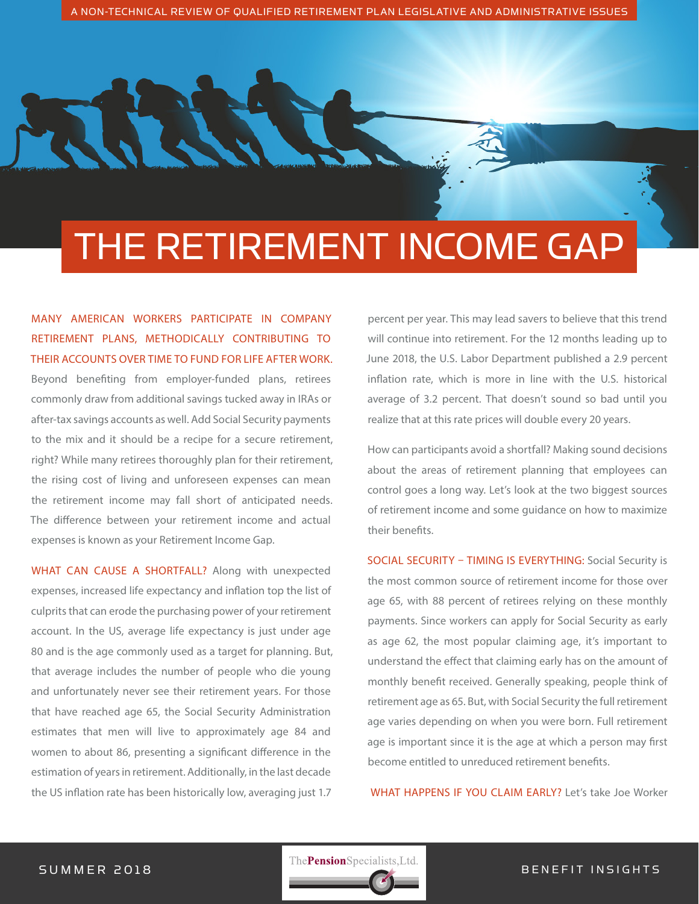A NON-TECHNICAL REVIEW OF QUALIFIED RETIREMENT PLAN LEGISLATIVE AND ADMINISTRATIVE ISSUES

# THE RETIREMENT INCOME GAP

MANY AMERICAN WORKERS PARTICIPATE IN COMPANY RETIREMENT PLANS, METHODICALLY CONTRIBUTING TO THEIR ACCOUNTS OVER TIME TO FUND FOR LIFE AFTER WORK. Beyond benefiting from employer-funded plans, retirees commonly draw from additional savings tucked away in IRAs or after-tax savings accounts as well. Add Social Security payments to the mix and it should be a recipe for a secure retirement, right? While many retirees thoroughly plan for their retirement, the rising cost of living and unforeseen expenses can mean the retirement income may fall short of anticipated needs. The difference between your retirement income and actual expenses is known as your Retirement Income Gap.

WHAT CAN CAUSE A SHORTFALL? Along with unexpected expenses, increased life expectancy and inflation top the list of culprits that can erode the purchasing power of your retirement account. In the US, average life expectancy is just under age 80 and is the age commonly used as a target for planning. But, that average includes the number of people who die young and unfortunately never see their retirement years. For those that have reached age 65, the Social Security Administration estimates that men will live to approximately age 84 and women to about 86, presenting a significant difference in the estimation of years in retirement. Additionally, in the last decade the US inflation rate has been historically low, averaging just 1.7 percent per year. This may lead savers to believe that this trend will continue into retirement. For the 12 months leading up to June 2018, the U.S. Labor Department published a 2.9 percent inflation rate, which is more in line with the U.S. historical average of 3.2 percent. That doesn't sound so bad until you realize that at this rate prices will double every 20 years.

How can participants avoid a shortfall? Making sound decisions about the areas of retirement planning that employees can control goes a long way. Let's look at the two biggest sources of retirement income and some guidance on how to maximize their benefits.

SOCIAL SECURITY – TIMING IS EVERYTHING: Social Security is the most common source of retirement income for those over age 65, with 88 percent of retirees relying on these monthly payments. Since workers can apply for Social Security as early as age 62, the most popular claiming age, it's important to understand the effect that claiming early has on the amount of monthly benefit received. Generally speaking, people think of retirement age as 65. But, with Social Security the full retirement age varies depending on when you were born. Full retirement age is important since it is the age at which a person may first become entitled to unreduced retirement benefits.

WHAT HAPPENS IF YOU CLAIM EARLY? Let's take Joe Worker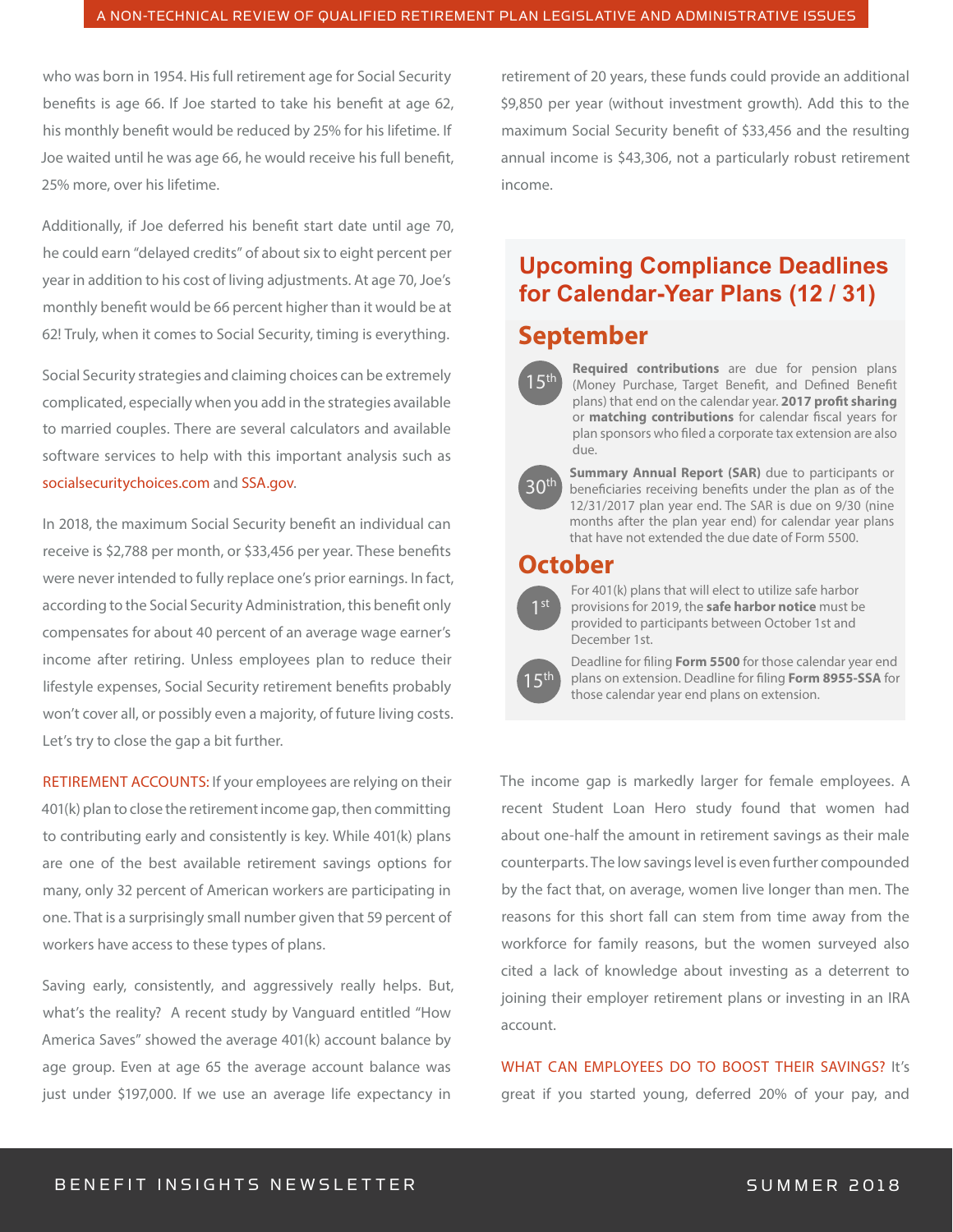who was born in 1954. His full retirement age for Social Security benefits is age 66. If Joe started to take his benefit at age 62, his monthly benefit would be reduced by 25% for his lifetime. If Joe waited until he was age 66, he would receive his full benefit, 25% more, over his lifetime.

Additionally, if Joe deferred his benefit start date until age 70, he could earn "delayed credits" of about six to eight percent per year in addition to his cost of living adjustments. At age 70, Joe's monthly benefit would be 66 percent higher than it would be at 62! Truly, when it comes to Social Security, timing is everything.

Social Security strategies and claiming choices can be extremely complicated, especially when you add in the strategies available to married couples. There are several calculators and available software services to help with this important analysis such as socialsecuritychoices.com and SSA.gov.

In 2018, the maximum Social Security benefit an individual can receive is $2,788 per month, or $33,456 per year. These benefits were never intended to fully replace one's prior earnings. In fact, according to the Social Security Administration, this benefit only compensates for about 40 percent of an average wage earner's income after retiring. Unless employees plan to reduce their lifestyle expenses, Social Security retirement benefits probably won't cover all, or possibly even a majority, of future living costs. Let's try to close the gap a bit further.

RETIREMENT ACCOUNTS: If your employees are relying on their 401(k) plan to close the retirement income gap, then committing to contributing early and consistently is key. While 401(k) plans are one of the best available retirement savings options for many, only 32 percent of American workers are participating in one. That is a surprisingly small number given that 59 percent of workers have access to these types of plans.

Saving early, consistently, and aggressively really helps. But, what's the reality? A recent study by Vanguard entitled "How America Saves" showed the average 401(k) account balance by age group. Even at age 65 the average account balance was just under $197,000. If we use an average life expectancy in retirement of 20 years, these funds could provide an additional $9,850 per year (without investment growth). Add this to the maximum Social Security benefit of $33,456 and the resulting annual income is $43,306, not a particularly robust retirement income.

## Upcoming Compliance Deadlines for Calendar-Year Plans (12 / 31)

### September

**15th** — **Required contributions** are due for pension plans (Money Purchase, Target Benefit, and Defined Benefit plans) that end on the calendar year. **2017 profit sharing** or **matching contributions** for calendar fiscal years for plan sponsors who filed a corporate tax extension are also due.

**30th** — **Summary Annual Report (SAR)** due to participants or beneficiaries receiving benefits under the plan as of the 12/31/2017 plan year end. The SAR is due on 9/30 (nine months after the plan year end) for calendar year plans that have not extended the due date of Form 5500.

### October

**1st** — For 401(k) plans that will elect to utilize safe harbor provisions for 2019, the **safe harbor notice** must be provided to participants between October 1st and December 1st.

**15th** — Deadline for filing **Form 5500** for those calendar year end plans on extension. Deadline for filing **Form 8955-SSA** for those calendar year end plans on extension.

The income gap is markedly larger for female employees. A recent Student Loan Hero study found that women had about one-half the amount in retirement savings as their male counterparts. The low savings level is even further compounded by the fact that, on average, women live longer than men. The reasons for this short fall can stem from time away from the workforce for family reasons, but the women surveyed also cited a lack of knowledge about investing as a deterrent to joining their employer retirement plans or investing in an IRA account.

WHAT CAN EMPLOYEES DO TO BOOST THEIR SAVINGS? It's great if you started young, deferred 20% of your pay, and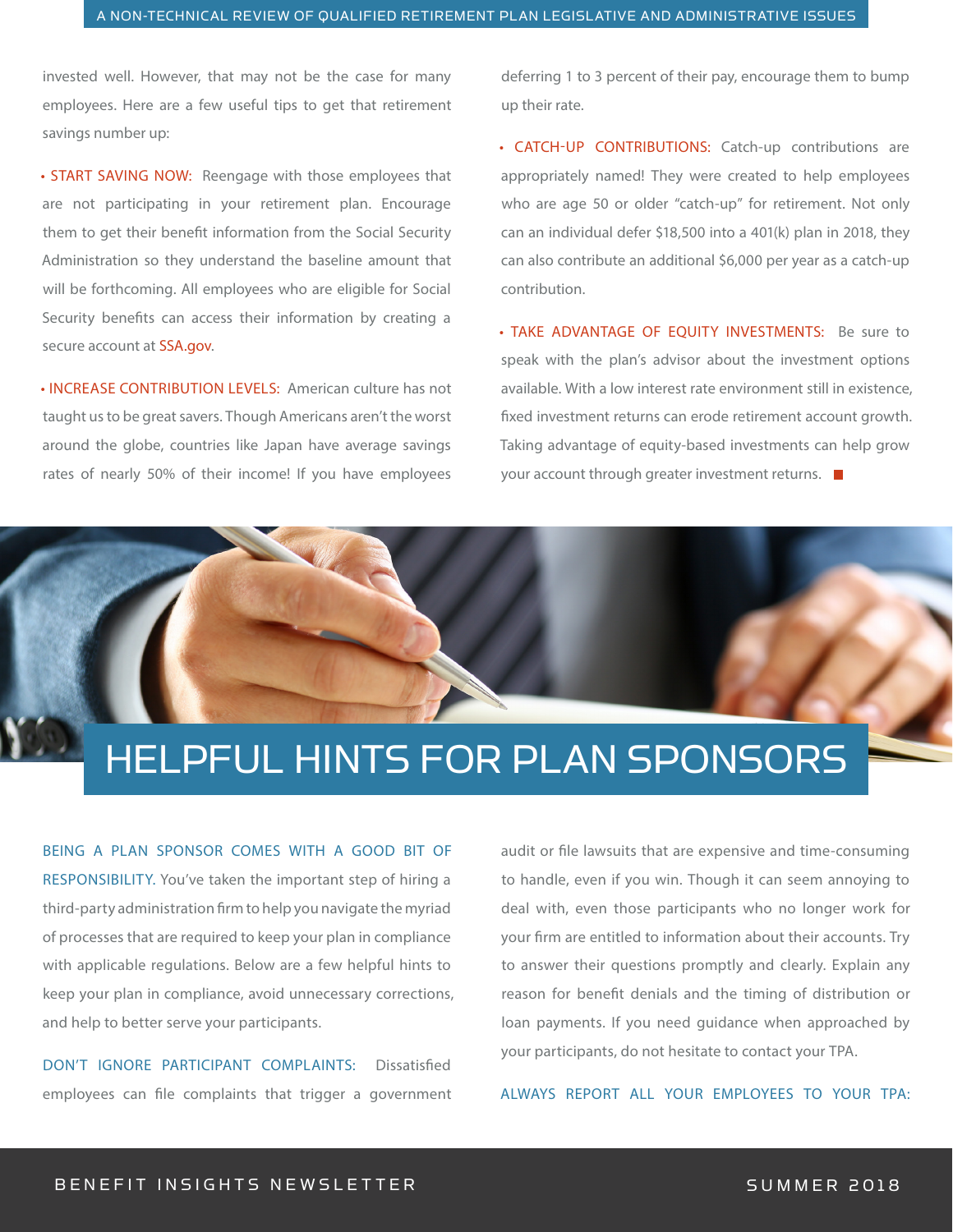invested well. However, that may not be the case for many employees. Here are a few useful tips to get that retirement savings number up:

- START SAVING NOW: Reengage with those employees that are not participating in your retirement plan. Encourage them to get their benefit information from the Social Security Administration so they understand the baseline amount that will be forthcoming. All employees who are eligible for Social Security benefits can access their information by creating a secure account at SSA.gov.

- INCREASE CONTRIBUTION LEVELS: American culture has not taught us to be great savers. Though Americans aren't the worst around the globe, countries like Japan have average savings rates of nearly 50% of their income! If you have employees deferring 1 to 3 percent of their pay, encourage them to bump up their rate.

- CATCH-UP CONTRIBUTIONS: Catch-up contributions are appropriately named! They were created to help employees who are age 50 or older "catch-up" for retirement. Not only can an individual defer $18,500 into a 401(k) plan in 2018, they can also contribute an additional $6,000 per year as a catch-up contribution.

- TAKE ADVANTAGE OF EQUITY INVESTMENTS: Be sure to speak with the plan's advisor about the investment options available. With a low interest rate environment still in existence, fixed investment returns can erode retirement account growth. Taking advantage of equity-based investments can help grow your account through greater investment returns.

# HELPFUL HINTS FOR PLAN SPONSORS

BEING A PLAN SPONSOR COMES WITH A GOOD BIT OF RESPONSIBILITY. You've taken the important step of hiring a third-party administration firm to help you navigate the myriad of processes that are required to keep your plan in compliance with applicable regulations. Below are a few helpful hints to keep your plan in compliance, avoid unnecessary corrections, and help to better serve your participants.

DON'T IGNORE PARTICIPANT COMPLAINTS: Dissatisfied employees can file complaints that trigger a government audit or file lawsuits that are expensive and time-consuming to handle, even if you win. Though it can seem annoying to deal with, even those participants who no longer work for your firm are entitled to information about their accounts. Try to answer their questions promptly and clearly. Explain any reason for benefit denials and the timing of distribution or loan payments. If you need guidance when approached by your participants, do not hesitate to contact your TPA.

ALWAYS REPORT ALL YOUR EMPLOYEES TO YOUR TPA: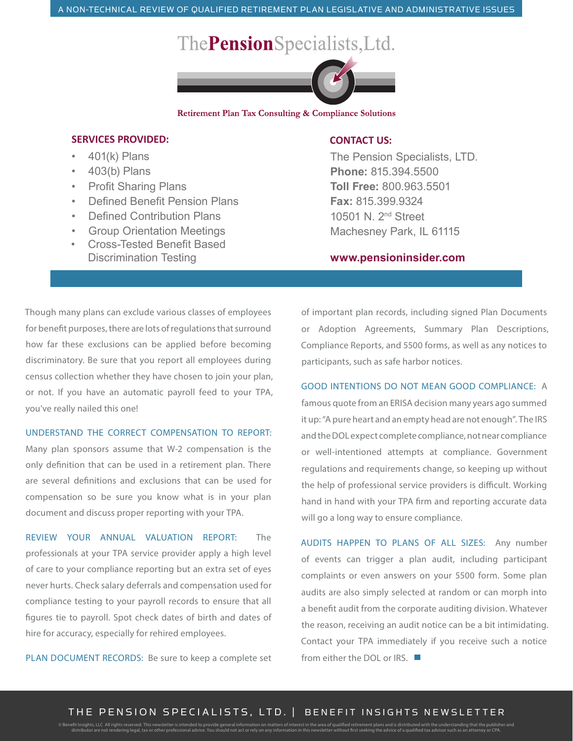A NON-TECHNICAL REVIEW OF QUALIFIED RETIREMENT PLAN LEGISLATIVE AND ADMINISTRATIVE ISSUES

# The Pension Specialists, Ltd.

Retirement Plan Tax Consulting & Compliance Solutions

**SERVICES PROVIDED:**

- 401(k) Plans
- 403(b) Plans
- Profit Sharing Plans
- Defined Benefit Pension Plans
- Defined Contribution Plans
- Group Orientation Meetings
- Cross-Tested Benefit Based Discrimination Testing

**CONTACT US:**

The Pension Specialists, LTD.
**Phone:** 815.394.5500
**Toll Free:** 800.963.5501
**Fax:** 815.399.9324
10501 N. 2nd Street
Machesney Park, IL 61115

**www.pensioninsider.com**

Though many plans can exclude various classes of employees for benefit purposes, there are lots of regulations that surround how far these exclusions can be applied before becoming discriminatory. Be sure that you report all employees during census collection whether they have chosen to join your plan, or not. If you have an automatic payroll feed to your TPA, you've really nailed this one!

UNDERSTAND THE CORRECT COMPENSATION TO REPORT: Many plan sponsors assume that W-2 compensation is the only definition that can be used in a retirement plan. There are several definitions and exclusions that can be used for compensation so be sure you know what is in your plan document and discuss proper reporting with your TPA.

REVIEW YOUR ANNUAL VALUATION REPORT: The professionals at your TPA service provider apply a high level of care to your compliance reporting but an extra set of eyes never hurts. Check salary deferrals and compensation used for compliance testing to your payroll records to ensure that all figures tie to payroll. Spot check dates of birth and dates of hire for accuracy, especially for rehired employees.

PLAN DOCUMENT RECORDS: Be sure to keep a complete set of important plan records, including signed Plan Documents or Adoption Agreements, Summary Plan Descriptions, Compliance Reports, and 5500 forms, as well as any notices to participants, such as safe harbor notices.

GOOD INTENTIONS DO NOT MEAN GOOD COMPLIANCE: A famous quote from an ERISA decision many years ago summed it up: "A pure heart and an empty head are not enough". The IRS and the DOL expect complete compliance, not near compliance or well-intentioned attempts at compliance. Government regulations and requirements change, so keeping up without the help of professional service providers is difficult. Working hand in hand with your TPA firm and reporting accurate data will go a long way to ensure compliance.

AUDITS HAPPEN TO PLANS OF ALL SIZES: Any number of events can trigger a plan audit, including participant complaints or even answers on your 5500 form. Some plan audits are also simply selected at random or can morph into a benefit audit from the corporate auditing division. Whatever the reason, receiving an audit notice can be a bit intimidating. Contact your TPA immediately if you receive such a notice from either the DOL or IRS. ■

THE PENSION SPECIALISTS, LTD. | BENEFIT INSIGHTS NEWSLETTER

© Benefit Insights, LLC All rights reserved. This newsletter is intended to provide general information on matters of interest in the area of qualified retirement plans and is distributed with the understanding that the publisher and distributor are not rendering legal, tax or other professional advice. You should not act or rely on any information in this newsletter without first seeking the advice of a qualified tax advisor such as an attorney or CPA.